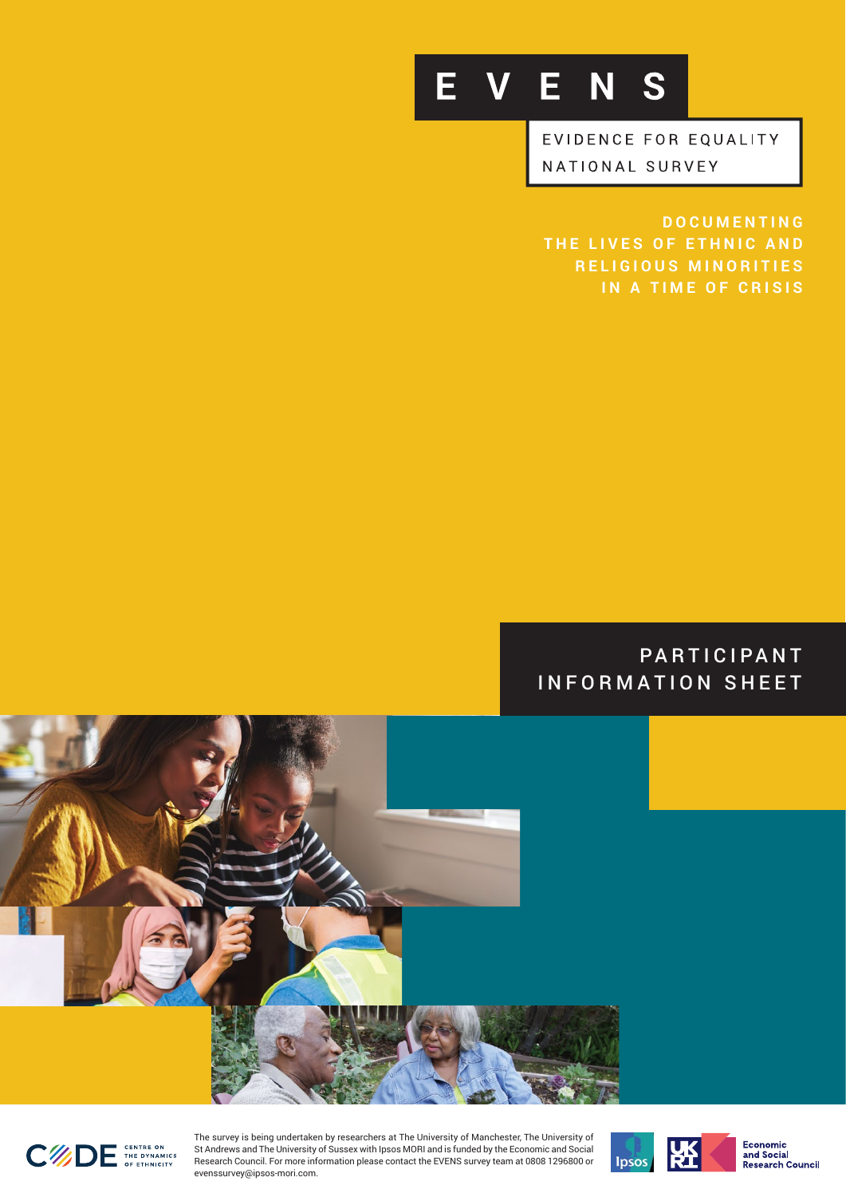# EVENS

EVIDENCE FOR EQUALITY NATIONAL SURVEY

## DOCUMENTING THE LIVES OF ETHNIC AND RELIGIOUS MINORITIES IN A TIME OF CRISIS

## PARTICIPANT INFORMATION SHEET

CODE CENTRE ON THE DYNAMICS OF ETHNICITY

The survey is being undertaken by researchers at The University of Manchester, The University of St Andrews and The University of Sussex with Ipsos MORI and is funded by the Economic and Social Research Council. For more information please contact the EVENS survey team at 0808 1296800 or evenssurvey@ipsos-mori.com.

Ipsos

UKRI

Economic and Social Research Council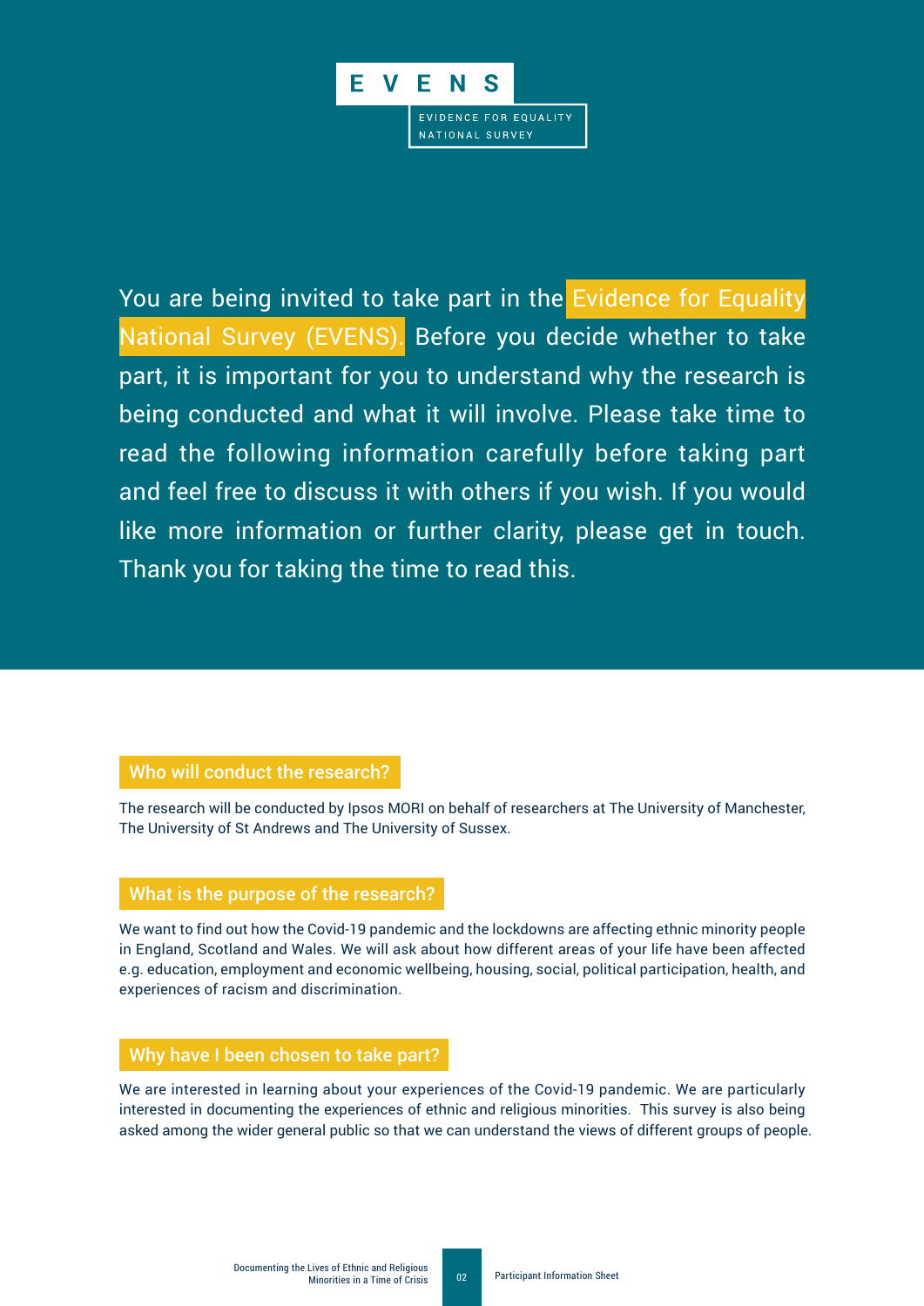EVENS

EVIDENCE FOR EQUALITY NATIONAL SURVEY

You are being invited to take part in the Evidence for Equality National Survey (EVENS). Before you decide whether to take part, it is important for you to understand why the research is being conducted and what it will involve. Please take time to read the following information carefully before taking part and feel free to discuss it with others if you wish. If you would like more information or further clarity, please get in touch. Thank you for taking the time to read this.

## Who will conduct the research?

The research will be conducted by Ipsos MORI on behalf of researchers at The University of Manchester, The University of St Andrews and The University of Sussex.

## What is the purpose of the research?

We want to find out how the Covid-19 pandemic and the lockdowns are affecting ethnic minority people in England, Scotland and Wales. We will ask about how different areas of your life have been affected e.g. education, employment and economic wellbeing, housing, social, political participation, health, and experiences of racism and discrimination.

## Why have I been chosen to take part?

We are interested in learning about your experiences of the Covid-19 pandemic. We are particularly interested in documenting the experiences of ethnic and religious minorities. This survey is also being asked among the wider general public so that we can understand the views of different groups of people.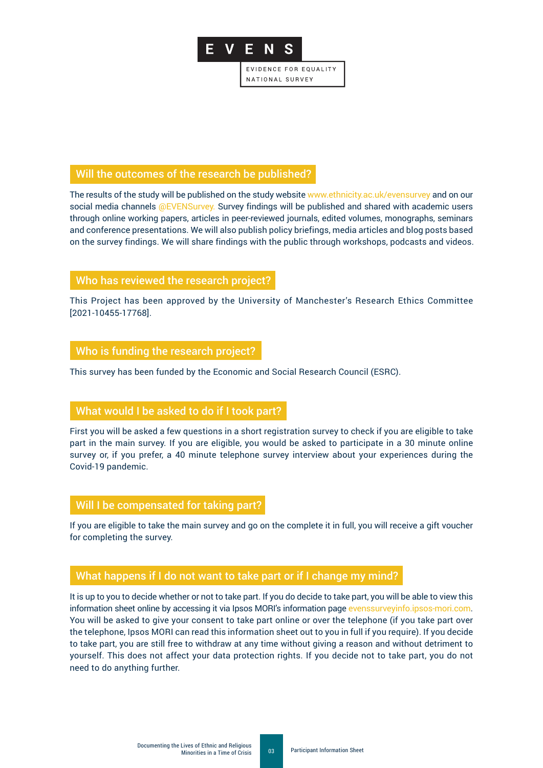## Will the outcomes of the research be published?

The results of the study will be published on the study website www.ethnicity.ac.uk/evensurvey and on our social media channels @EVENSurvey. Survey findings will be published and shared with academic users through online working papers, articles in peer-reviewed journals, edited volumes, monographs, seminars and conference presentations. We will also publish policy briefings, media articles and blog posts based on the survey findings. We will share findings with the public through workshops, podcasts and videos.

## Who has reviewed the research project?

This Project has been approved by the University of Manchester's Research Ethics Committee [2021-10455-17768].

## Who is funding the research project?

This survey has been funded by the Economic and Social Research Council (ESRC).

## What would I be asked to do if I took part?

First you will be asked a few questions in a short registration survey to check if you are eligible to take part in the main survey. If you are eligible, you would be asked to participate in a 30 minute online survey or, if you prefer, a 40 minute telephone survey interview about your experiences during the Covid-19 pandemic.

## Will I be compensated for taking part?

If you are eligible to take the main survey and go on the complete it in full, you will receive a gift voucher for completing the survey.

## What happens if I do not want to take part or if I change my mind?

It is up to you to decide whether or not to take part. If you do decide to take part, you will be able to view this information sheet online by accessing it via Ipsos MORI's information page evenssurveyinfo.ipsos-mori.com. You will be asked to give your consent to take part online or over the telephone (if you take part over the telephone, Ipsos MORI can read this information sheet out to you in full if you require). If you decide to take part, you are still free to withdraw at any time without giving a reason and without detriment to yourself. This does not affect your data protection rights. If you decide not to take part, you do not need to do anything further.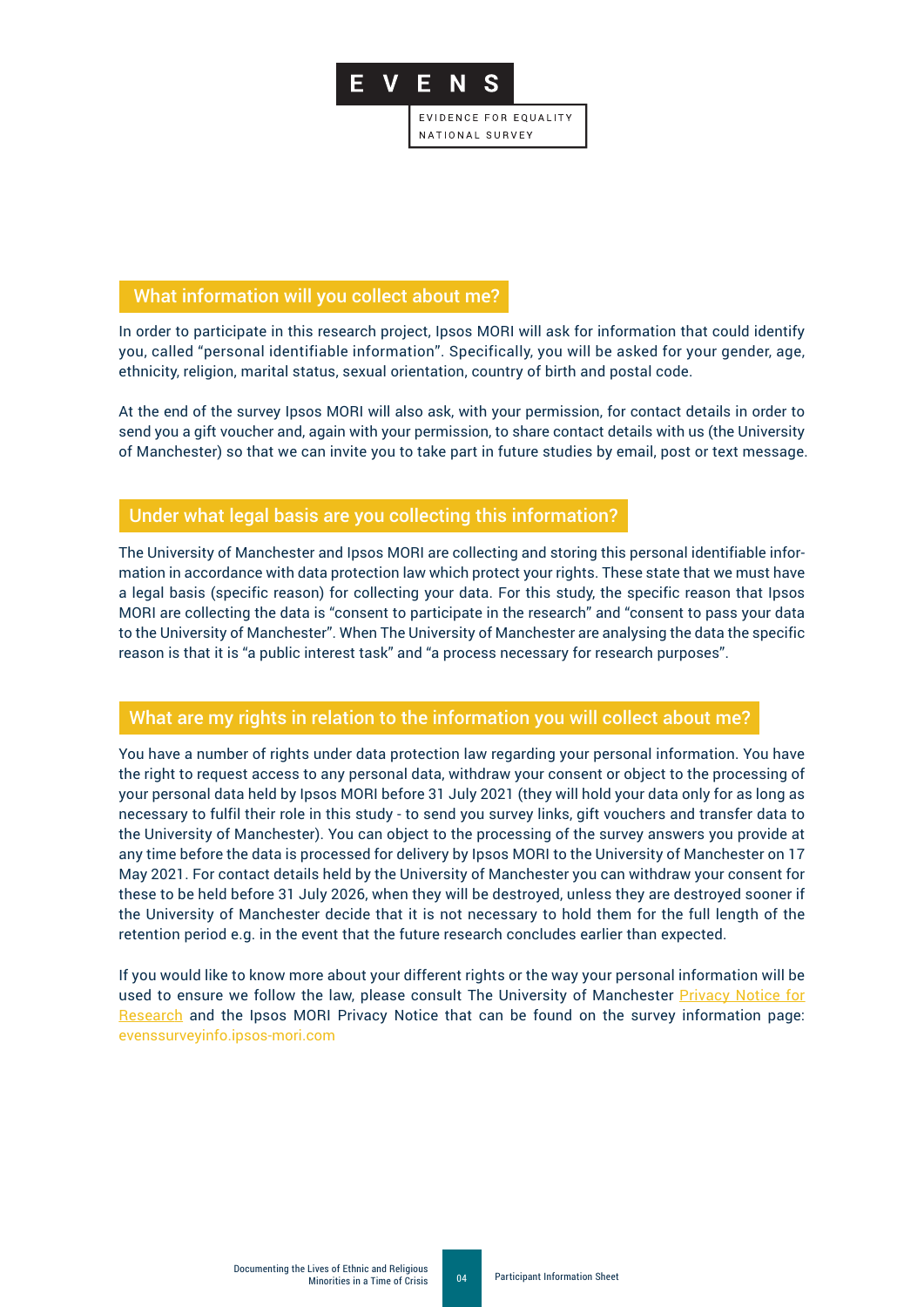## What information will you collect about me?

In order to participate in this research project, Ipsos MORI will ask for information that could identify you, called "personal identifiable information". Specifically, you will be asked for your gender, age, ethnicity, religion, marital status, sexual orientation, country of birth and postal code.

At the end of the survey Ipsos MORI will also ask, with your permission, for contact details in order to send you a gift voucher and, again with your permission, to share contact details with us (the University of Manchester) so that we can invite you to take part in future studies by email, post or text message.

## Under what legal basis are you collecting this information?

The University of Manchester and Ipsos MORI are collecting and storing this personal identifiable information in accordance with data protection law which protect your rights. These state that we must have a legal basis (specific reason) for collecting your data. For this study, the specific reason that Ipsos MORI are collecting the data is "consent to participate in the research" and "consent to pass your data to the University of Manchester". When The University of Manchester are analysing the data the specific reason is that it is "a public interest task" and "a process necessary for research purposes".

## What are my rights in relation to the information you will collect about me?

You have a number of rights under data protection law regarding your personal information. You have the right to request access to any personal data, withdraw your consent or object to the processing of your personal data held by Ipsos MORI before 31 July 2021 (they will hold your data only for as long as necessary to fulfil their role in this study - to send you survey links, gift vouchers and transfer data to the University of Manchester). You can object to the processing of the survey answers you provide at any time before the data is processed for delivery by Ipsos MORI to the University of Manchester on 17 May 2021. For contact details held by the University of Manchester you can withdraw your consent for these to be held before 31 July 2026, when they will be destroyed, unless they are destroyed sooner if the University of Manchester decide that it is not necessary to hold them for the full length of the retention period e.g. in the event that the future research concludes earlier than expected.

If you would like to know more about your different rights or the way your personal information will be used to ensure we follow the law, please consult The University of Manchester Privacy Notice for Research and the Ipsos MORI Privacy Notice that can be found on the survey information page: evenssurveyinfo.ipsos-mori.com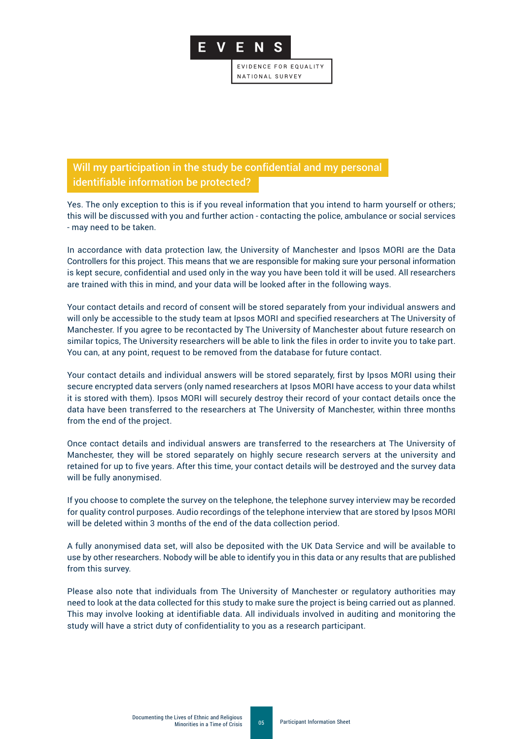## Will my participation in the study be confidential and my personal identifiable information be protected?

Yes. The only exception to this is if you reveal information that you intend to harm yourself or others; this will be discussed with you and further action - contacting the police, ambulance or social services - may need to be taken.

In accordance with data protection law, the University of Manchester and Ipsos MORI are the Data Controllers for this project. This means that we are responsible for making sure your personal information is kept secure, confidential and used only in the way you have been told it will be used. All researchers are trained with this in mind, and your data will be looked after in the following ways.

Your contact details and record of consent will be stored separately from your individual answers and will only be accessible to the study team at Ipsos MORI and specified researchers at The University of Manchester. If you agree to be recontacted by The University of Manchester about future research on similar topics, The University researchers will be able to link the files in order to invite you to take part. You can, at any point, request to be removed from the database for future contact.

Your contact details and individual answers will be stored separately, first by Ipsos MORI using their secure encrypted data servers (only named researchers at Ipsos MORI have access to your data whilst it is stored with them). Ipsos MORI will securely destroy their record of your contact details once the data have been transferred to the researchers at The University of Manchester, within three months from the end of the project.

Once contact details and individual answers are transferred to the researchers at The University of Manchester, they will be stored separately on highly secure research servers at the university and retained for up to five years. After this time, your contact details will be destroyed and the survey data will be fully anonymised.

If you choose to complete the survey on the telephone, the telephone survey interview may be recorded for quality control purposes. Audio recordings of the telephone interview that are stored by Ipsos MORI will be deleted within 3 months of the end of the data collection period.

A fully anonymised data set, will also be deposited with the UK Data Service and will be available to use by other researchers. Nobody will be able to identify you in this data or any results that are published from this survey.

Please also note that individuals from The University of Manchester or regulatory authorities may need to look at the data collected for this study to make sure the project is being carried out as planned. This may involve looking at identifiable data. All individuals involved in auditing and monitoring the study will have a strict duty of confidentiality to you as a research participant.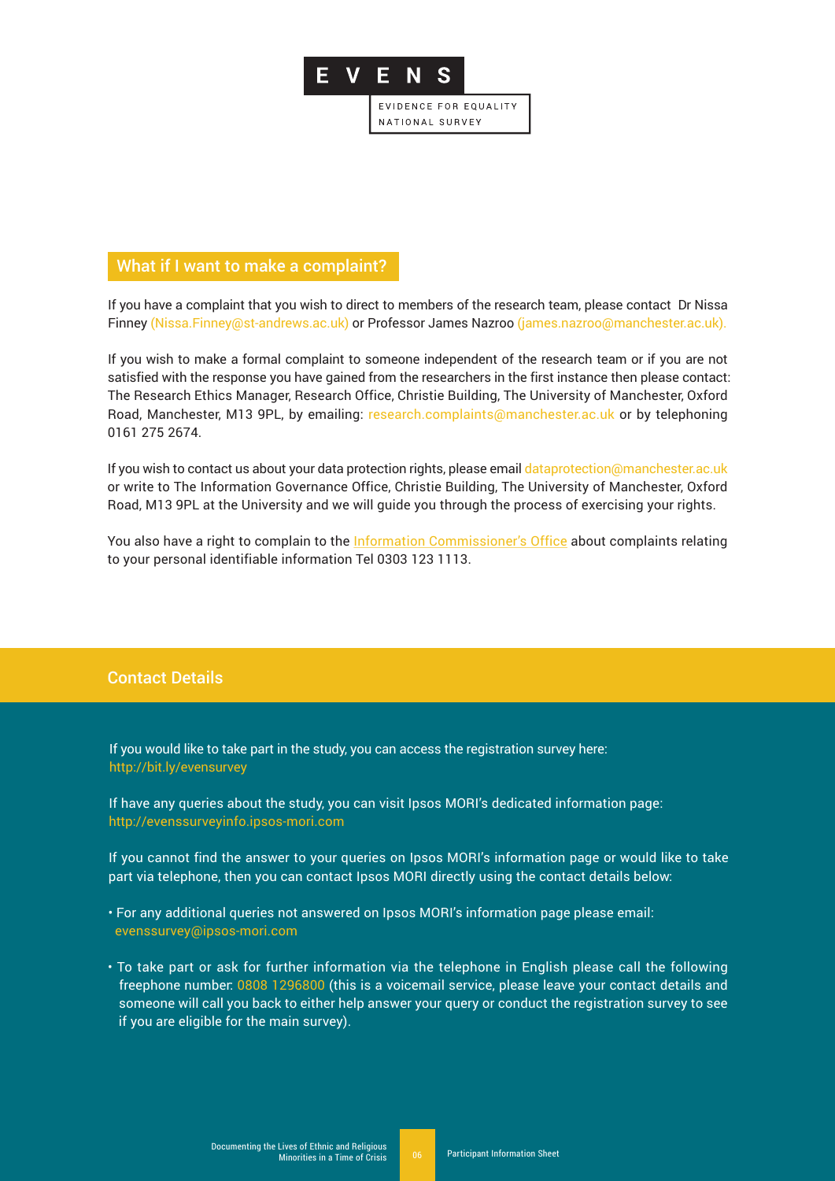EVENS

EVIDENCE FOR EQUALITY NATIONAL SURVEY

## What if I want to make a complaint?

If you have a complaint that you wish to direct to members of the research team, please contact Dr Nissa Finney (Nissa.Finney@st-andrews.ac.uk) or Professor James Nazroo (james.nazroo@manchester.ac.uk).

If you wish to make a formal complaint to someone independent of the research team or if you are not satisfied with the response you have gained from the researchers in the first instance then please contact: The Research Ethics Manager, Research Office, Christie Building, The University of Manchester, Oxford Road, Manchester, M13 9PL, by emailing: research.complaints@manchester.ac.uk or by telephoning 0161 275 2674.

If you wish to contact us about your data protection rights, please email dataprotection@manchester.ac.uk or write to The Information Governance Office, Christie Building, The University of Manchester, Oxford Road, M13 9PL at the University and we will guide you through the process of exercising your rights.

You also have a right to complain to the Information Commissioner's Office about complaints relating to your personal identifiable information Tel 0303 123 1113.

## Contact Details

If you would like to take part in the study, you can access the registration survey here: http://bit.ly/evensurvey

If have any queries about the study, you can visit Ipsos MORI's dedicated information page: http://evenssurveyinfo.ipsos-mori.com

If you cannot find the answer to your queries on Ipsos MORI's information page or would like to take part via telephone, then you can contact Ipsos MORI directly using the contact details below:

- For any additional queries not answered on Ipsos MORI's information page please email: evenssurvey@ipsos-mori.com
- To take part or ask for further information via the telephone in English please call the following freephone number: 0808 1296800 (this is a voicemail service, please leave your contact details and someone will call you back to either help answer your query or conduct the registration survey to see if you are eligible for the main survey).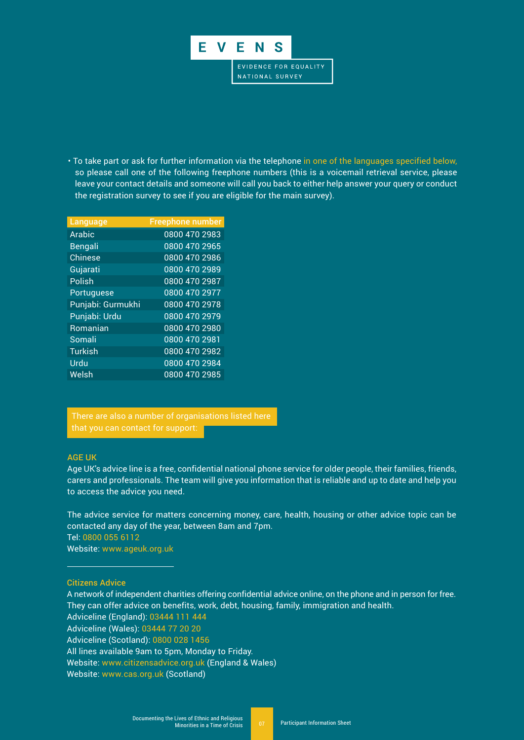# EVENS

EVIDENCE FOR EQUALITY NATIONAL SURVEY

- To take part or ask for further information via the telephone in one of the languages specified below, so please call one of the following freephone numbers (this is a voicemail retrieval service, please leave your contact details and someone will call you back to either help answer your query or conduct the registration survey to see if you are eligible for the main survey).

| Language | Freephone number |
|---|---|
| Arabic | 0800 470 2983 |
| Bengali | 0800 470 2965 |
| Chinese | 0800 470 2986 |
| Gujarati | 0800 470 2989 |
| Polish | 0800 470 2987 |
| Portuguese | 0800 470 2977 |
| Punjabi: Gurmukhi | 0800 470 2978 |
| Punjabi: Urdu | 0800 470 2979 |
| Romanian | 0800 470 2980 |
| Somali | 0800 470 2981 |
| Turkish | 0800 470 2982 |
| Urdu | 0800 470 2984 |
| Welsh | 0800 470 2985 |

There are also a number of organisations listed here that you can contact for support:

### AGE UK

Age UK's advice line is a free, confidential national phone service for older people, their families, friends, carers and professionals. The team will give you information that is reliable and up to date and help you to access the advice you need.

The advice service for matters concerning money, care, health, housing or other advice topic can be contacted any day of the year, between 8am and 7pm.
Tel: 0800 055 6112
Website: www.ageuk.org.uk

---

### Citizens Advice

A network of independent charities offering confidential advice online, on the phone and in person for free. They can offer advice on benefits, work, debt, housing, family, immigration and health.
Adviceline (England): 03444 111 444
Adviceline (Wales): 03444 77 20 20
Adviceline (Scotland): 0800 028 1456
All lines available 9am to 5pm, Monday to Friday.
Website: www.citizensadvice.org.uk (England & Wales)
Website: www.cas.org.uk (Scotland)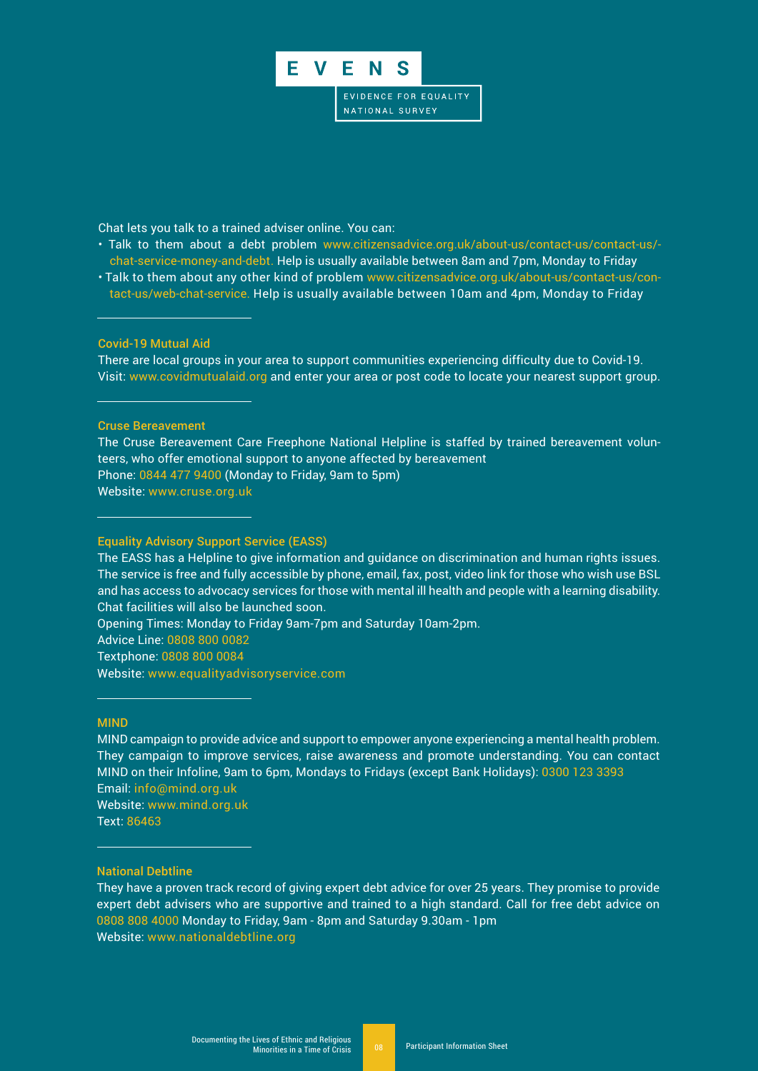Chat lets you talk to a trained adviser online. You can:

- Talk to them about a debt problem www.citizensadvice.org.uk/about-us/contact-us/contact-us/-chat-service-money-and-debt. Help is usually available between 8am and 7pm, Monday to Friday
- Talk to them about any other kind of problem www.citizensadvice.org.uk/about-us/contact-us/contact-us/web-chat-service. Help is usually available between 10am and 4pm, Monday to Friday

---

### Covid-19 Mutual Aid

There are local groups in your area to support communities experiencing difficulty due to Covid-19. Visit: www.covidmutualaid.org and enter your area or post code to locate your nearest support group.

---

### Cruse Bereavement

The Cruse Bereavement Care Freephone National Helpline is staffed by trained bereavement volunteers, who offer emotional support to anyone affected by bereavement
Phone: 0844 477 9400 (Monday to Friday, 9am to 5pm)
Website: www.cruse.org.uk

---

### Equality Advisory Support Service (EASS)

The EASS has a Helpline to give information and guidance on discrimination and human rights issues. The service is free and fully accessible by phone, email, fax, post, video link for those who wish use BSL and has access to advocacy services for those with mental ill health and people with a learning disability. Chat facilities will also be launched soon.
Opening Times: Monday to Friday 9am-7pm and Saturday 10am-2pm.
Advice Line: 0808 800 0082
Textphone: 0808 800 0084
Website: www.equalityadvisoryservice.com

---

### MIND

MIND campaign to provide advice and support to empower anyone experiencing a mental health problem. They campaign to improve services, raise awareness and promote understanding. You can contact MIND on their Infoline, 9am to 6pm, Mondays to Fridays (except Bank Holidays): 0300 123 3393
Email: info@mind.org.uk
Website: www.mind.org.uk
Text: 86463

---

### National Debtline

They have a proven track record of giving expert debt advice for over 25 years. They promise to provide expert debt advisers who are supportive and trained to a high standard. Call for free debt advice on 0808 808 4000 Monday to Friday, 9am - 8pm and Saturday 9.30am - 1pm
Website: www.nationaldebtline.org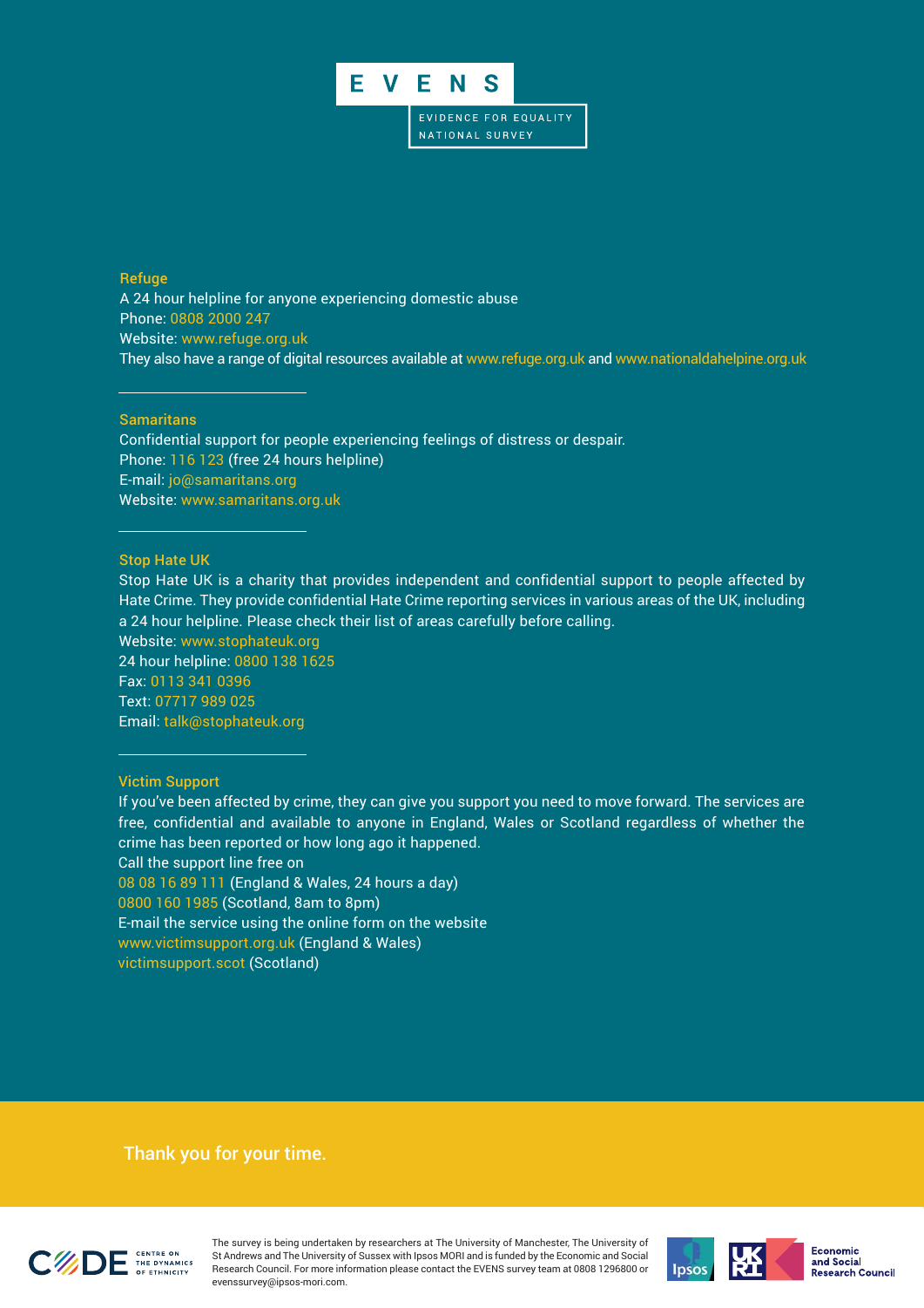EVENS

EVIDENCE FOR EQUALITY NATIONAL SURVEY

### Refuge

A 24 hour helpline for anyone experiencing domestic abuse
Phone: 0808 2000 247
Website: www.refuge.org.uk
They also have a range of digital resources available at www.refuge.org.uk and www.nationaldahelpine.org.uk

---

### Samaritans

Confidential support for people experiencing feelings of distress or despair.
Phone: 116 123 (free 24 hours helpline)
E-mail: jo@samaritans.org
Website: www.samaritans.org.uk

---

### Stop Hate UK

Stop Hate UK is a charity that provides independent and confidential support to people affected by Hate Crime. They provide confidential Hate Crime reporting services in various areas of the UK, including a 24 hour helpline. Please check their list of areas carefully before calling.
Website: www.stophateuk.org
24 hour helpline: 0800 138 1625
Fax: 0113 341 0396
Text: 07717 989 025
Email: talk@stophateuk.org

---

### Victim Support

If you've been affected by crime, they can give you support you need to move forward. The services are free, confidential and available to anyone in England, Wales or Scotland regardless of whether the crime has been reported or how long ago it happened.
Call the support line free on
08 08 16 89 111 (England & Wales, 24 hours a day)
0800 160 1985 (Scotland, 8am to 8pm)
E-mail the service using the online form on the website
www.victimsupport.org.uk (England & Wales)
victimsupport.scot (Scotland)

**Thank you for your time.**

The survey is being undertaken by researchers at The University of Manchester, The University of St Andrews and The University of Sussex with Ipsos MORI and is funded by the Economic and Social Research Council. For more information please contact the EVENS survey team at 0808 1296800 or evenssurvey@ipsos-mori.com.